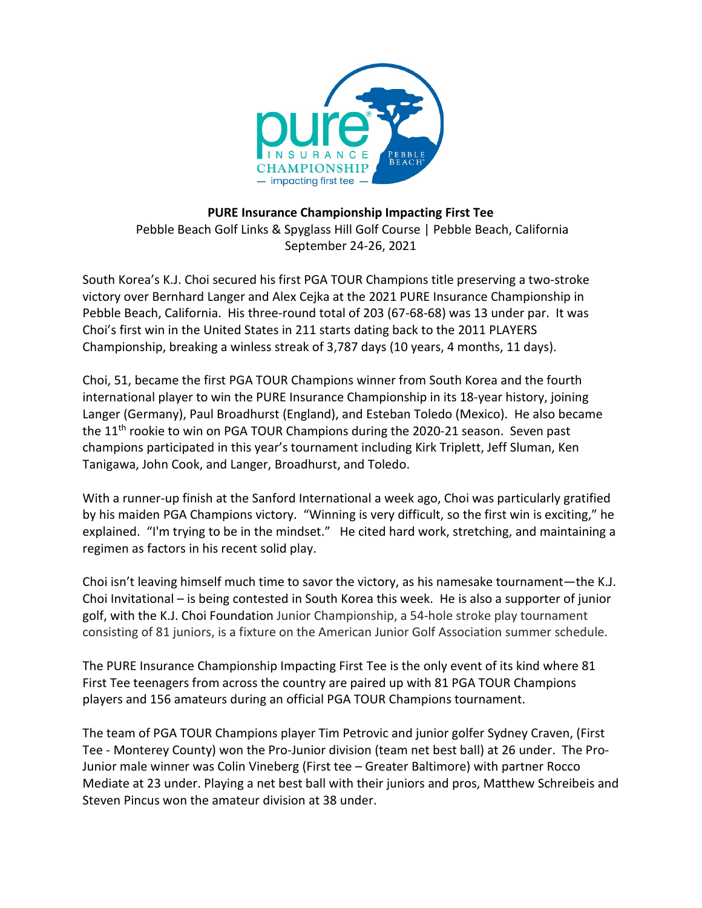**PURE Insurance Championship Impacting First Tee**

Pebble Beach Golf Links & Spyglass Hill Golf Course | Pebble Beach, California
September 24-26, 2021

South Korea's K.J. Choi secured his first PGA TOUR Champions title preserving a two-stroke victory over Bernhard Langer and Alex Cejka at the 2021 PURE Insurance Championship in Pebble Beach, California. His three-round total of 203 (67-68-68) was 13 under par. It was Choi's first win in the United States in 211 starts dating back to the 2011 PLAYERS Championship, breaking a winless streak of 3,787 days (10 years, 4 months, 11 days).

Choi, 51, became the first PGA TOUR Champions winner from South Korea and the fourth international player to win the PURE Insurance Championship in its 18-year history, joining Langer (Germany), Paul Broadhurst (England), and Esteban Toledo (Mexico). He also became the 11th rookie to win on PGA TOUR Champions during the 2020-21 season. Seven past champions participated in this year's tournament including Kirk Triplett, Jeff Sluman, Ken Tanigawa, John Cook, and Langer, Broadhurst, and Toledo.

With a runner-up finish at the Sanford International a week ago, Choi was particularly gratified by his maiden PGA Champions victory. "Winning is very difficult, so the first win is exciting," he explained. "I'm trying to be in the mindset." He cited hard work, stretching, and maintaining a regimen as factors in his recent solid play.

Choi isn't leaving himself much time to savor the victory, as his namesake tournament—the K.J. Choi Invitational – is being contested in South Korea this week. He is also a supporter of junior golf, with the K.J. Choi Foundation Junior Championship, a 54-hole stroke play tournament consisting of 81 juniors, is a fixture on the American Junior Golf Association summer schedule.

The PURE Insurance Championship Impacting First Tee is the only event of its kind where 81 First Tee teenagers from across the country are paired up with 81 PGA TOUR Champions players and 156 amateurs during an official PGA TOUR Champions tournament.

The team of PGA TOUR Champions player Tim Petrovic and junior golfer Sydney Craven, (First Tee - Monterey County) won the Pro-Junior division (team net best ball) at 26 under. The Pro-Junior male winner was Colin Vineberg (First tee – Greater Baltimore) with partner Rocco Mediate at 23 under. Playing a net best ball with their juniors and pros, Matthew Schreibeis and Steven Pincus won the amateur division at 38 under.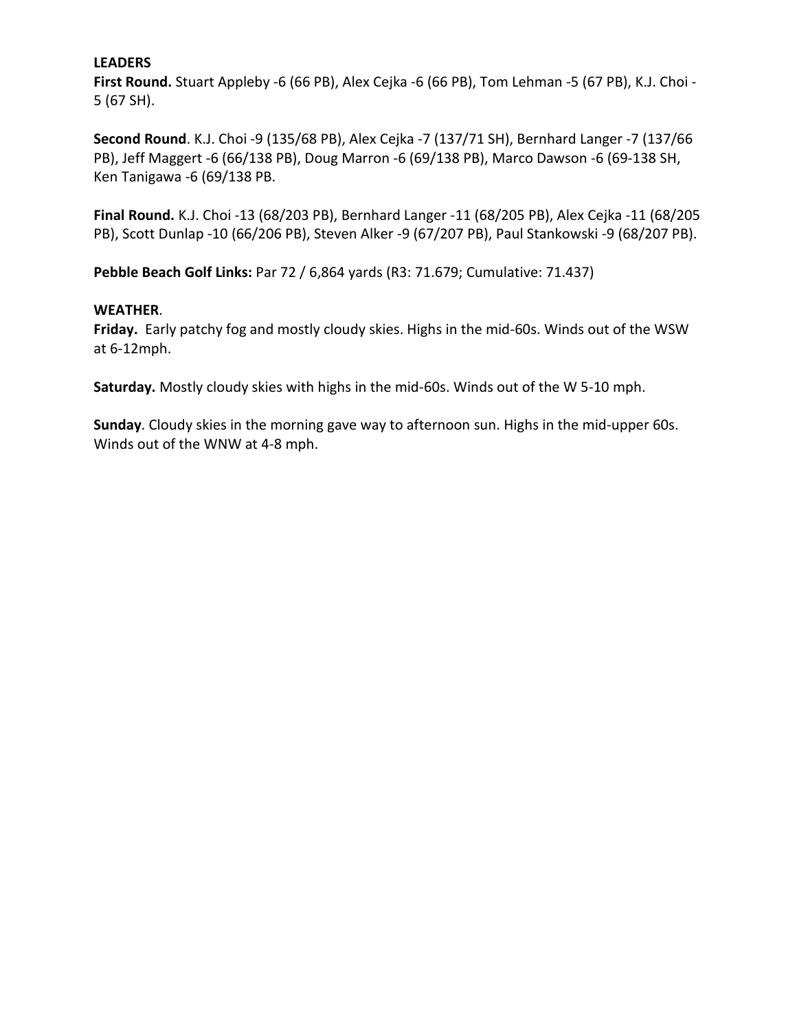**LEADERS**

**First Round.** Stuart Appleby -6 (66 PB), Alex Cejka -6 (66 PB), Tom Lehman -5 (67 PB), K.J. Choi -5 (67 SH).

**Second Round**. K.J. Choi -9 (135/68 PB), Alex Cejka -7 (137/71 SH), Bernhard Langer -7 (137/66 PB), Jeff Maggert -6 (66/138 PB), Doug Marron -6 (69/138 PB), Marco Dawson -6 (69-138 SH, Ken Tanigawa -6 (69/138 PB.

**Final Round.** K.J. Choi -13 (68/203 PB), Bernhard Langer -11 (68/205 PB), Alex Cejka -11 (68/205 PB), Scott Dunlap -10 (66/206 PB), Steven Alker -9 (67/207 PB), Paul Stankowski -9 (68/207 PB).

**Pebble Beach Golf Links:** Par 72 / 6,864 yards (R3: 71.679; Cumulative: 71.437)

**WEATHER**.

**Friday.** Early patchy fog and mostly cloudy skies. Highs in the mid-60s. Winds out of the WSW at 6-12mph.

**Saturday.** Mostly cloudy skies with highs in the mid-60s. Winds out of the W 5-10 mph.

**Sunday**. Cloudy skies in the morning gave way to afternoon sun. Highs in the mid-upper 60s. Winds out of the WNW at 4-8 mph.